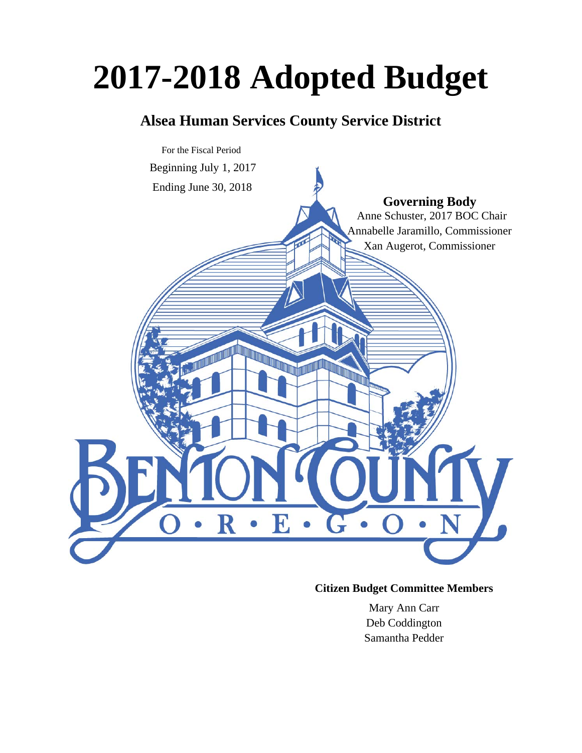# 2017-2018 Adopted Budget

## Alsea Human Services County Service District

For the Fiscal Period

Beginning July 1, 2017

Ending June 30, 2018

**Governing Body**

Anne Schuster, 2017 BOC Chair

Annabelle Jaramillo, Commissioner

Xan Augerot, Commissioner

BENTON COUNTY

O • R • E • G • O • N

**Citizen Budget Committee Members**

Mary Ann Carr

Deb Coddington

Samantha Pedder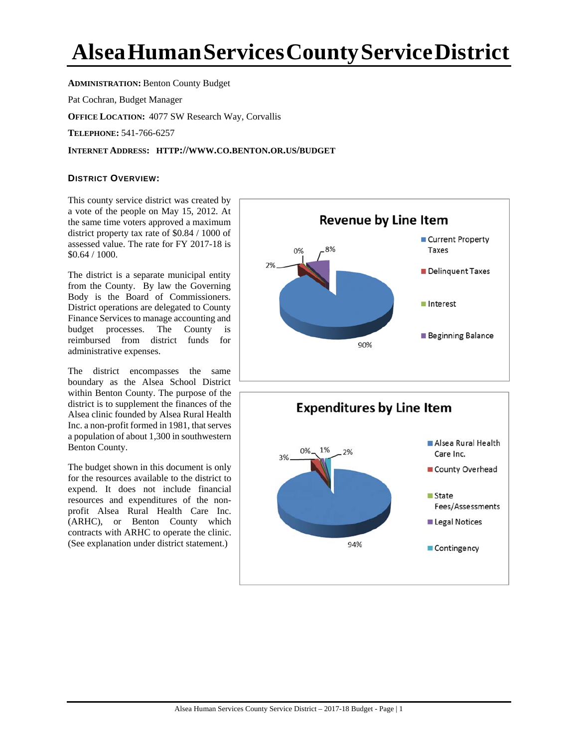# Alsea Human Services County Service District

**ADMINISTRATION:** Benton County Budget

Pat Cochran, Budget Manager

**OFFICE LOCATION:** 4077 SW Research Way, Corvallis

**TELEPHONE:** 541-766-6257

**INTERNET ADDRESS: HTTP://WWW.CO.BENTON.OR.US/BUDGET**

### DISTRICT OVERVIEW:

This county service district was created by a vote of the people on May 15, 2012. At the same time voters approved a maximum district property tax rate of $0.84 / 1000 of assessed value. The rate for FY 2017-18 is $0.64 / 1000.

The district is a separate municipal entity from the County. By law the Governing Body is the Board of Commissioners. District operations are delegated to County Finance Services to manage accounting and budget processes. The County is reimbursed from district funds for administrative expenses.

The district encompasses the same boundary as the Alsea School District within Benton County. The purpose of the district is to supplement the finances of the Alsea clinic founded by Alsea Rural Health Inc. a non-profit formed in 1981, that serves a population of about 1,300 in southwestern Benton County.

The budget shown in this document is only for the resources available to the district to expend. It does not include financial resources and expenditures of the non-profit Alsea Rural Health Care Inc. (ARHC), or Benton County which contracts with ARHC to operate the clinic. (See explanation under district statement.)

**Revenue by Line Item**

| Line Item | Percent |
|---|---|
| Current Property Taxes | 90% |
| Delinquent Taxes | 2% |
| Interest | 0% |
| Beginning Balance | 8% |

**Expenditures by Line Item**

| Line Item | Percent |
|---|---|
| Alsea Rural Health Care Inc. | 94% |
| County Overhead | 3% |
| State Fees/Assessments | 0% |
| Legal Notices | 1% |
| Contingency | 2% |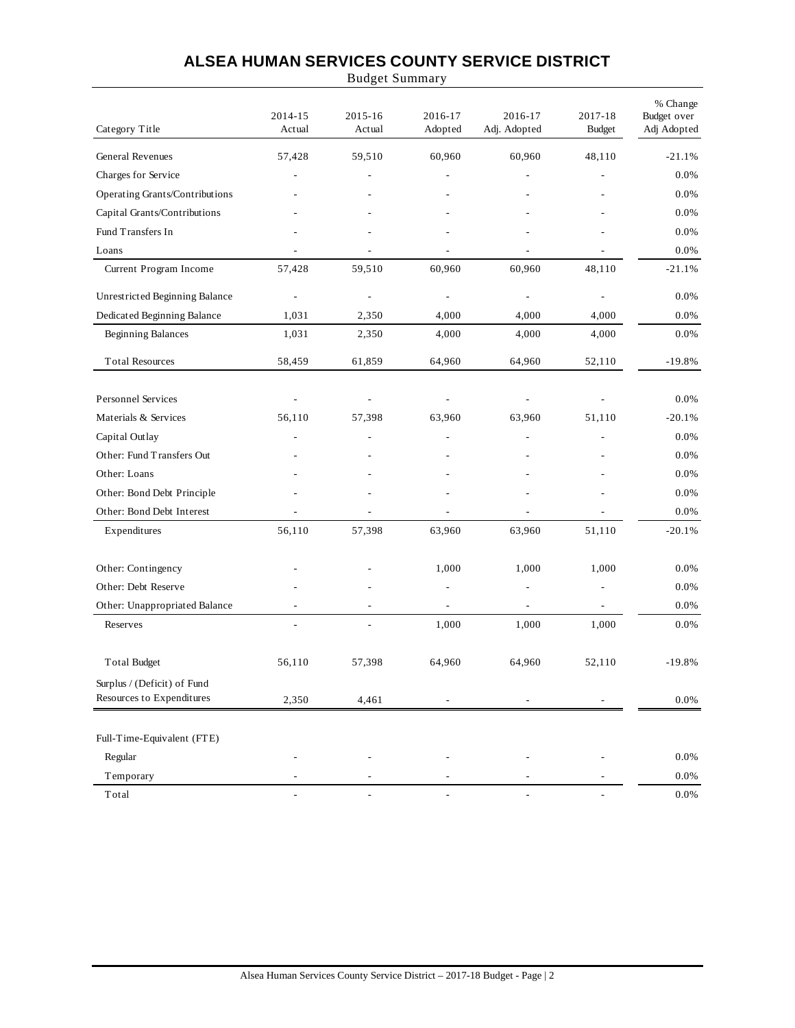# ALSEA HUMAN SERVICES COUNTY SERVICE DISTRICT

## Budget Summary

| Category Title | 2014-15 Actual | 2015-16 Actual | 2016-17 Adopted | 2016-17 Adj. Adopted | 2017-18 Budget | % Change Budget over Adj Adopted |
|---|---|---|---|---|---|---|
| General Revenues | 57,428 | 59,510 | 60,960 | 60,960 | 48,110 | -21.1% |
| Charges for Service | - | - | - | - | - | 0.0% |
| Operating Grants/Contributions | - | - | - | - | - | 0.0% |
| Capital Grants/Contributions | - | - | - | - | - | 0.0% |
| Fund Transfers In | - | - | - | - | - | 0.0% |
| Loans | - | - | - | - | - | 0.0% |
| Current Program Income | 57,428 | 59,510 | 60,960 | 60,960 | 48,110 | -21.1% |
| Unrestricted Beginning Balance | - | - | - | - | - | 0.0% |
| Dedicated Beginning Balance | 1,031 | 2,350 | 4,000 | 4,000 | 4,000 | 0.0% |
| Beginning Balances | 1,031 | 2,350 | 4,000 | 4,000 | 4,000 | 0.0% |
| Total Resources | 58,459 | 61,859 | 64,960 | 64,960 | 52,110 | -19.8% |
| Personnel Services | - | - | - | - | - | 0.0% |
| Materials & Services | 56,110 | 57,398 | 63,960 | 63,960 | 51,110 | -20.1% |
| Capital Outlay | - | - | - | - | - | 0.0% |
| Other: Fund Transfers Out | - | - | - | - | - | 0.0% |
| Other: Loans | - | - | - | - | - | 0.0% |
| Other: Bond Debt Principle | - | - | - | - | - | 0.0% |
| Other: Bond Debt Interest | - | - | - | - | - | 0.0% |
| Expenditures | 56,110 | 57,398 | 63,960 | 63,960 | 51,110 | -20.1% |
| Other: Contingency | - | - | 1,000 | 1,000 | 1,000 | 0.0% |
| Other: Debt Reserve | - | - | - | - | - | 0.0% |
| Other: Unappropriated Balance | - | - | - | - | - | 0.0% |
| Reserves | - | - | 1,000 | 1,000 | 1,000 | 0.0% |
| Total Budget | 56,110 | 57,398 | 64,960 | 64,960 | 52,110 | -19.8% |
| Surplus / (Deficit) of Fund Resources to Expenditures | 2,350 | 4,461 | - | - | - | 0.0% |
| Full-Time-Equivalent (FTE) | | | | | | |
| Regular | - | - | - | - | - | 0.0% |
| Temporary | - | - | - | - | - | 0.0% |
| Total | - | - | - | - | - | 0.0% |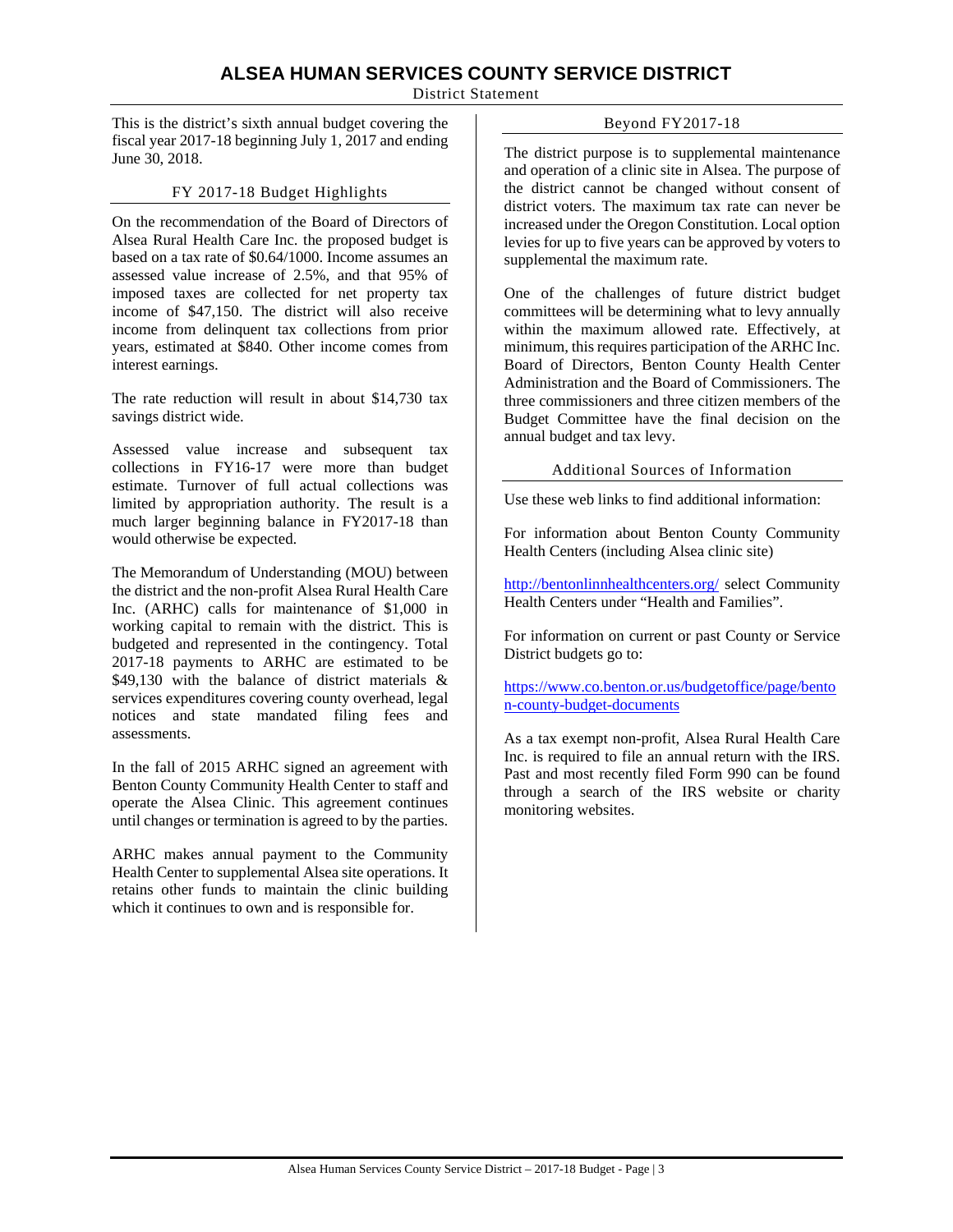# ALSEA HUMAN SERVICES COUNTY SERVICE DISTRICT

District Statement

This is the district's sixth annual budget covering the fiscal year 2017-18 beginning July 1, 2017 and ending June 30, 2018.

## FY 2017-18 Budget Highlights

On the recommendation of the Board of Directors of Alsea Rural Health Care Inc. the proposed budget is based on a tax rate of $0.64/1000. Income assumes an assessed value increase of 2.5%, and that 95% of imposed taxes are collected for net property tax income of $47,150. The district will also receive income from delinquent tax collections from prior years, estimated at $840. Other income comes from interest earnings.

The rate reduction will result in about $14,730 tax savings district wide.

Assessed value increase and subsequent tax collections in FY16-17 were more than budget estimate. Turnover of full actual collections was limited by appropriation authority. The result is a much larger beginning balance in FY2017-18 than would otherwise be expected.

The Memorandum of Understanding (MOU) between the district and the non-profit Alsea Rural Health Care Inc. (ARHC) calls for maintenance of $1,000 in working capital to remain with the district. This is budgeted and represented in the contingency. Total 2017-18 payments to ARHC are estimated to be $49,130 with the balance of district materials & services expenditures covering county overhead, legal notices and state mandated filing fees and assessments.

In the fall of 2015 ARHC signed an agreement with Benton County Community Health Center to staff and operate the Alsea Clinic. This agreement continues until changes or termination is agreed to by the parties.

ARHC makes annual payment to the Community Health Center to supplemental Alsea site operations. It retains other funds to maintain the clinic building which it continues to own and is responsible for.

## Beyond FY2017-18

The district purpose is to supplemental maintenance and operation of a clinic site in Alsea. The purpose of the district cannot be changed without consent of district voters. The maximum tax rate can never be increased under the Oregon Constitution. Local option levies for up to five years can be approved by voters to supplemental the maximum rate.

One of the challenges of future district budget committees will be determining what to levy annually within the maximum allowed rate. Effectively, at minimum, this requires participation of the ARHC Inc. Board of Directors, Benton County Health Center Administration and the Board of Commissioners. The three commissioners and three citizen members of the Budget Committee have the final decision on the annual budget and tax levy.

## Additional Sources of Information

Use these web links to find additional information:

For information about Benton County Community Health Centers (including Alsea clinic site)

http://bentonlinnhealthcenters.org/ select Community Health Centers under "Health and Families".

For information on current or past County or Service District budgets go to:

https://www.co.benton.or.us/budgetoffice/page/benton-county-budget-documents

As a tax exempt non-profit, Alsea Rural Health Care Inc. is required to file an annual return with the IRS. Past and most recently filed Form 990 can be found through a search of the IRS website or charity monitoring websites.